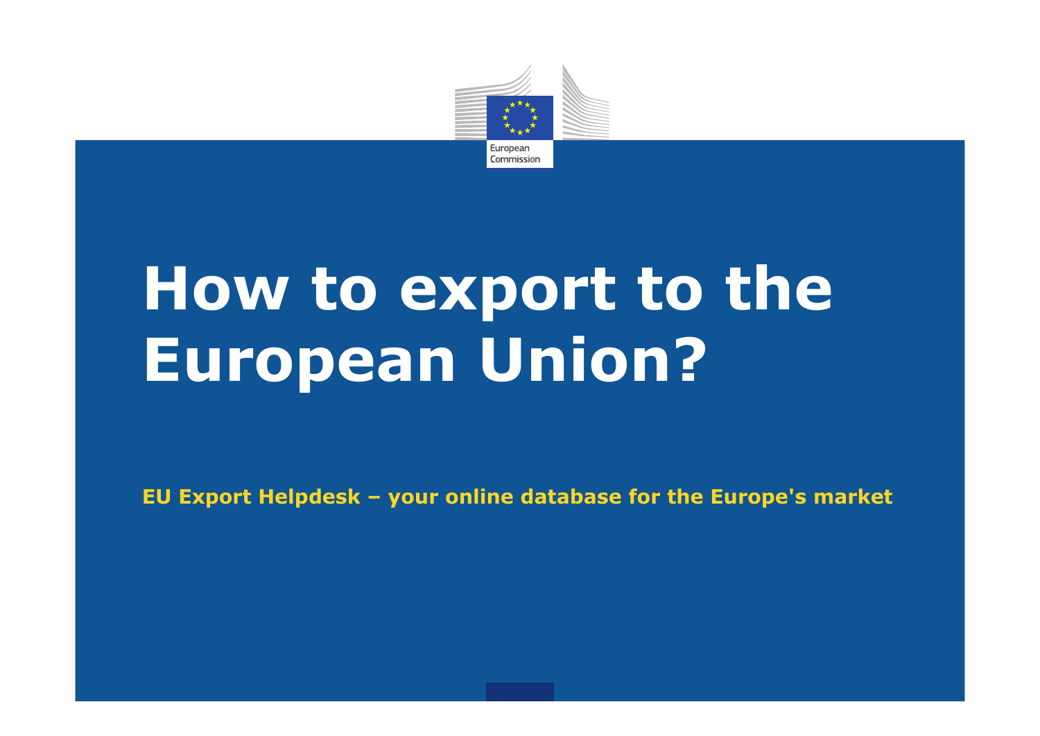European Commission

# How to export to the European Union?

**EU Export Helpdesk – your online database for the Europe's market**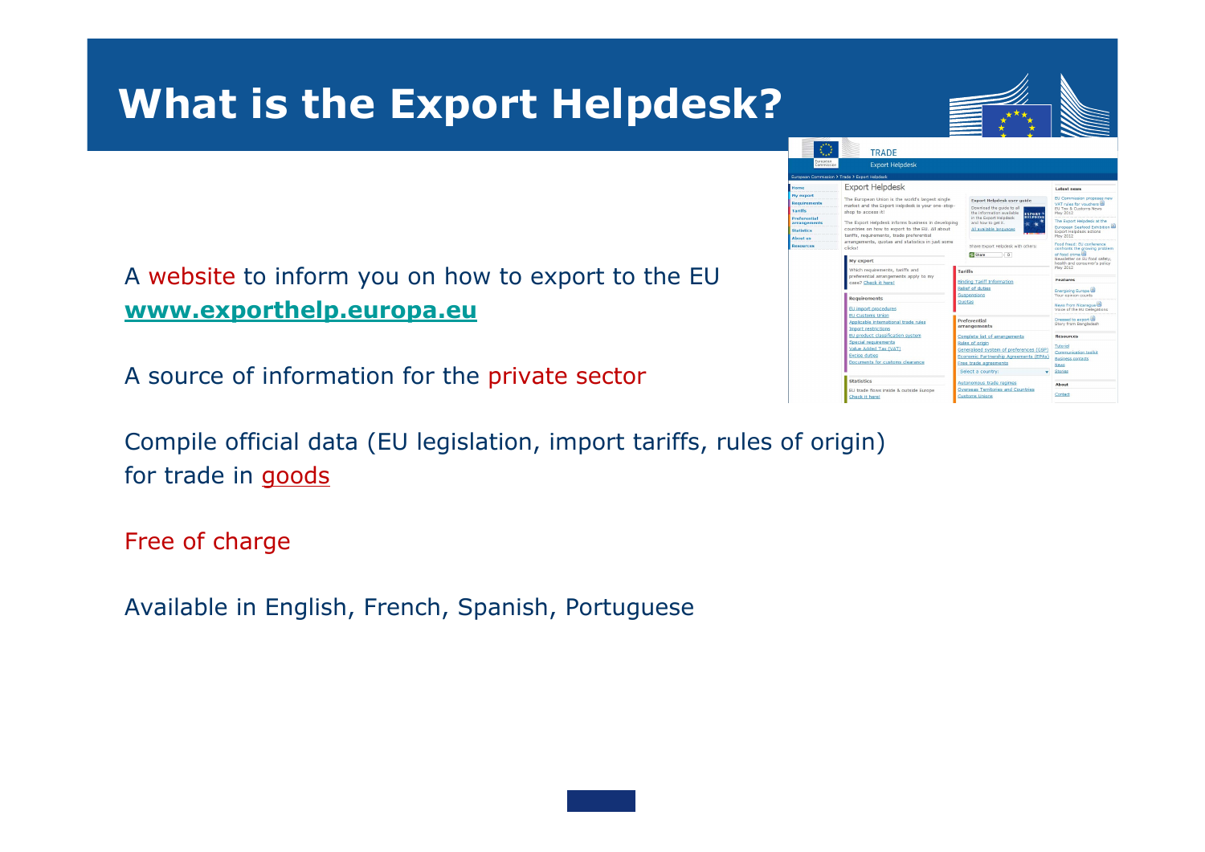# What is the Export Helpdesk?

A website to inform you on how to export to the EU
**www.exporthelp.europa.eu**

A source of information for the private sector

Compile official data (EU legislation, import tariffs, rules of origin) for trade in goods

Free of charge

Available in English, French, Spanish, Portuguese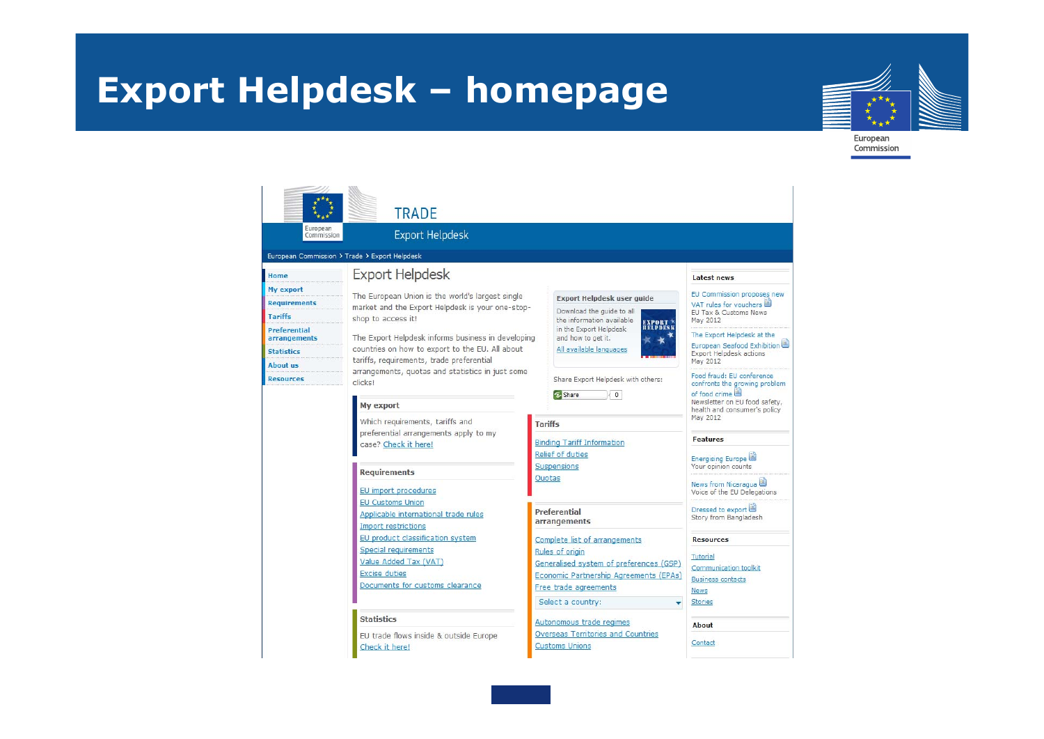# Export Helpdesk – homepage

European Commission

TRADE

Export Helpdesk

European Commission > Trade > Export Helpdesk

- Home
- My export
- Requirements
- Tariffs
- Preferential arrangements
- Statistics
- About us
- Resources

## Export Helpdesk

The European Union is the world's largest single market and the Export Helpdesk is your one-stop-shop to access it!

The Export Helpdesk informs business in developing countries on how to export to the EU. All about tariffs, requirements, trade preferential arrangements, quotas and statistics in just some clicks!

**Export Helpdesk user guide**

Download the guide to all the information available in the Export Helpdesk and how to get it.

All available languages

Share Export Helpdesk with others:

Share 0

### My export

Which requirements, tariffs and preferential arrangements apply to my case? Check it here!

### Requirements

- EU import procedures
- EU Customs Union
- Applicable international trade rules
- Import restrictions
- EU product classification system
- Special requirements
- Value Added Tax (VAT)
- Excise duties
- Documents for customs clearance

### Statistics

EU trade flows inside & outside Europe

Check it here!

### Tariffs

- Binding Tariff Information
- Relief of duties
- Suspensions
- Quotas

### Preferential arrangements

- Complete list of arrangements
- Rules of origin
- Generalised system of preferences (GSP)
- Economic Partnership Agreements (EPAs)
- Free trade agreements

Select a country:

- Autonomous trade regimes
- Overseas Territories and Countries
- Customs Unions

### Latest news

EU Commission proposes new VAT rules for vouchers
EU Tax & Customs News
May 2012

The Export Helpdesk at the European Seafood Exhibition
Export Helpdesk actions
May 2012

Food fraud: EU conference confronts the growing problem of food crime
Newsletter on EU food safety, health and consumer's policy
May 2012

### Features

Energising Europe
Your opinion counts

News from Nicaragua
Voice of the EU Delegations

Dressed to export
Story from Bangladesh

### Resources

- Tutorial
- Communication toolkit
- Business contacts
- News
- Stories

### About

Contact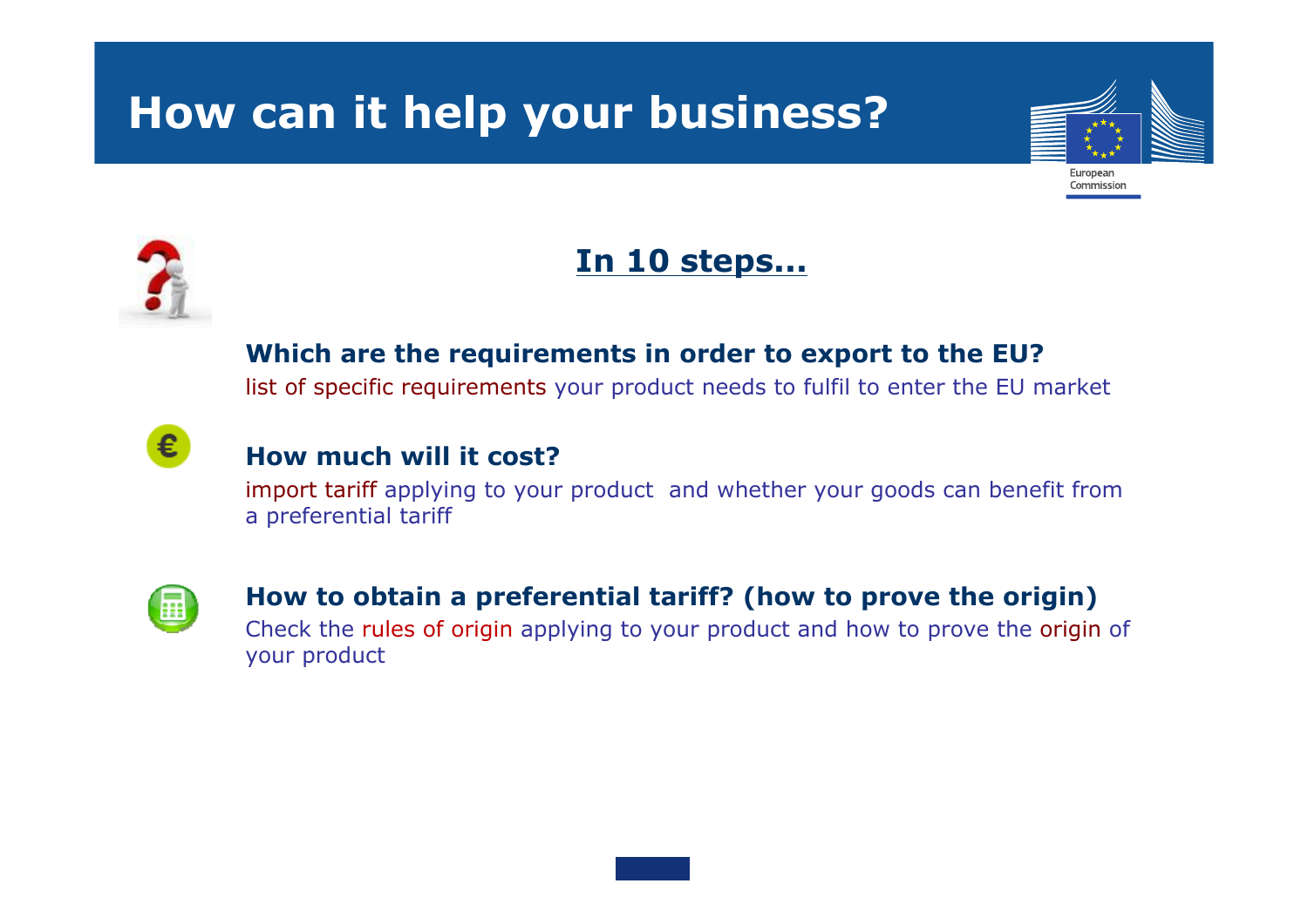# How can it help your business?

## In 10 steps...

**Which are the requirements in order to export to the EU?**

list of specific requirements your product needs to fulfil to enter the EU market

**How much will it cost?**

import tariff applying to your product and whether your goods can benefit from a preferential tariff

**How to obtain a preferential tariff? (how to prove the origin)**

Check the rules of origin applying to your product and how to prove the origin of your product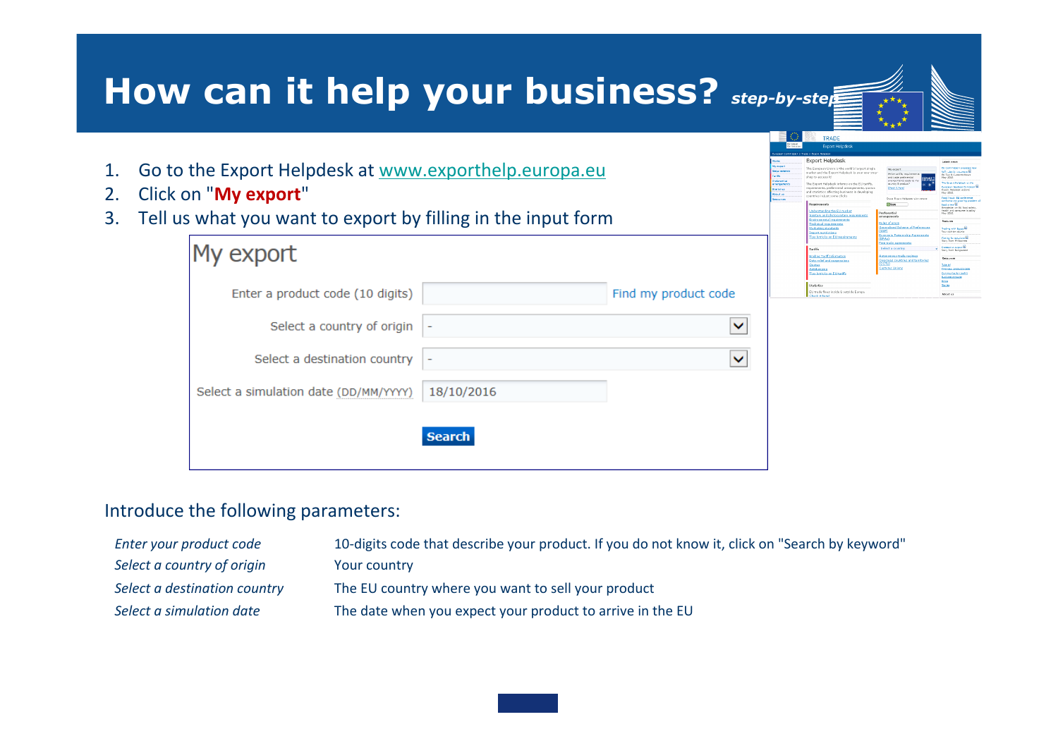# How can it help your business? *step-by-step*

1. Go to the Export Helpdesk at www.exporthelp.europa.eu
2. Click on "**My export**"
3. Tell us what you want to export by filling in the input form

My export

Enter a product code (10 digits) | Find my product code

Select a country of origin | -

Select a destination country | -

Select a simulation date (DD/MM/YYYY) | 18/10/2016

Search

Introduce the following parameters:

| | |
|---|---|
| *Enter your product code* | 10-digits code that describe your product. If you do not know it, click on "Search by keyword" |
| *Select a country of origin* | Your country |
| *Select a destination country* | The EU country where you want to sell your product |
| *Select a simulation date* | The date when you expect your product to arrive in the EU |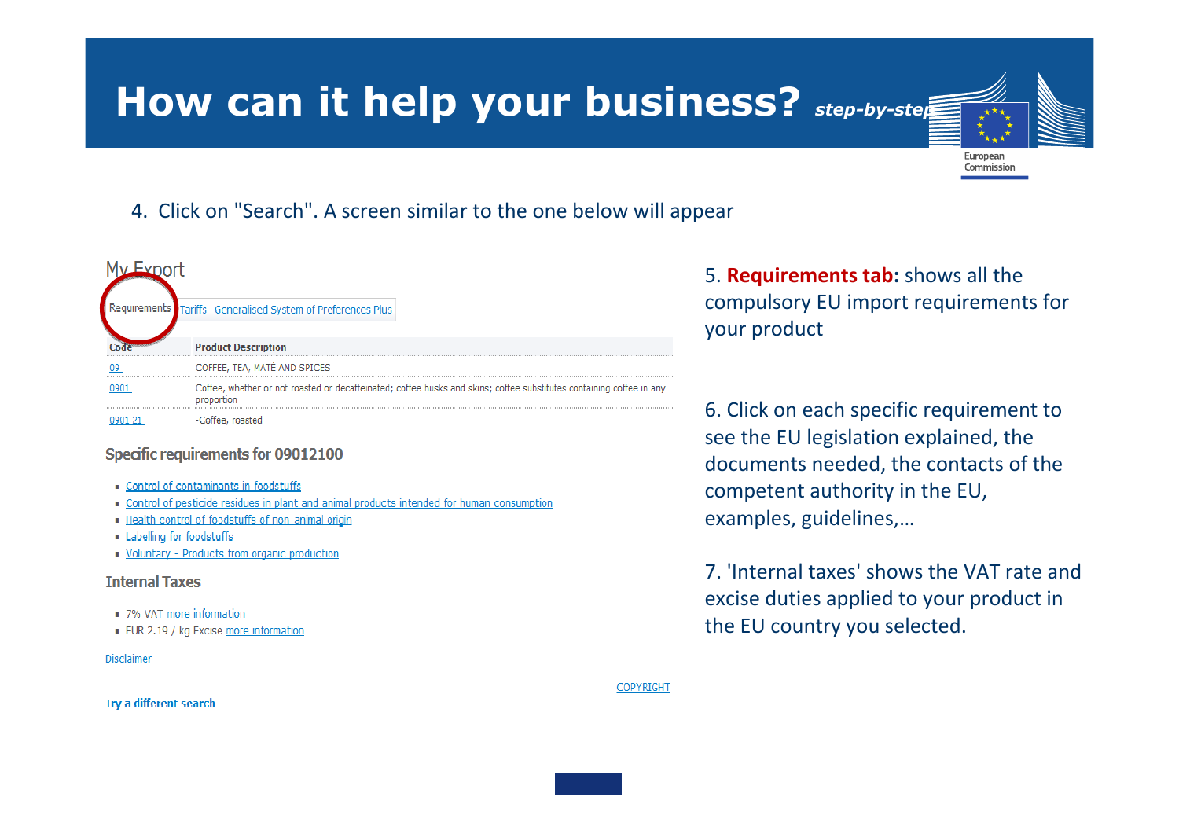# How can it help your business? *step-by-step*

4. Click on "Search". A screen similar to the one below will appear

My Export

Requirements | Tariffs | Generalised System of Preferences Plus

| Code | Product Description |
|---|---|
| 09 | COFFEE, TEA, MATÉ AND SPICES |
| 0901 | Coffee, whether or not roasted or decaffeinated; coffee husks and skins; coffee substitutes containing coffee in any proportion |
| 0901 21 | -Coffee, roasted |

**Specific requirements for 09012100**

- Control of contaminants in foodstuffs
- Control of pesticide residues in plant and animal products intended for human consumption
- Health control of foodstuffs of non-animal origin
- Labelling for foodstuffs
- Voluntary - Products from organic production

**Internal Taxes**

- 7% VAT more information
- EUR 2.19 / kg Excise more information

Disclaimer

COPYRIGHT

**Try a different search**

5. **Requirements tab:** shows all the compulsory EU import requirements for your product

6. Click on each specific requirement to see the EU legislation explained, the documents needed, the contacts of the competent authority in the EU, examples, guidelines,…

7. 'Internal taxes' shows the VAT rate and excise duties applied to your product in the EU country you selected.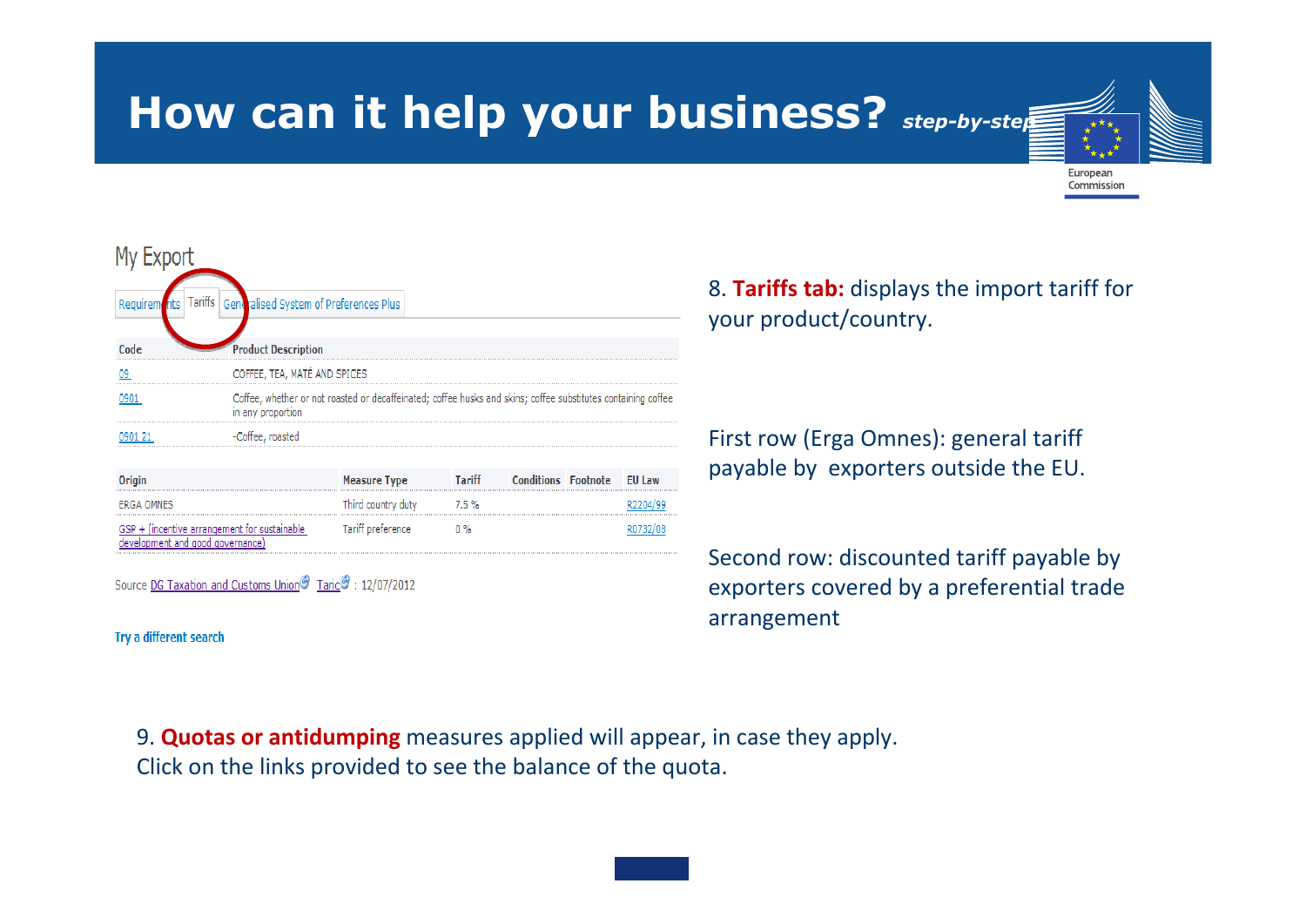# How can it help your business? *step-by-step*

European Commission

## My Export

Requirements | Tariffs | Generalised System of Preferences Plus

| Code | Product Description |
|---|---|
| 09 | COFFEE, TEA, MATÉ AND SPICES |
| 0901 | Coffee, whether or not roasted or decaffeinated; coffee husks and skins; coffee substitutes containing coffee in any proportion |
| 0901 21 | -Coffee, roasted |

| Origin | Measure Type | Tariff | Conditions | Footnote | EU Law |
|---|---|---|---|---|---|
| ERGA OMNES | Third country duty | 7.5 % | | | R2204/99 |
| GSP + (incentive arrangement for sustainable development and good governance) | Tariff preference | 0 % | | | R0732/08 |

Source DG Taxation and Customs Union Taric : 12/07/2012

Try a different search

8. **Tariffs tab:** displays the import tariff for your product/country.

First row (Erga Omnes): general tariff payable by exporters outside the EU.

Second row: discounted tariff payable by exporters covered by a preferential trade arrangement

9. **Quotas or antidumping** measures applied will appear, in case they apply. Click on the links provided to see the balance of the quota.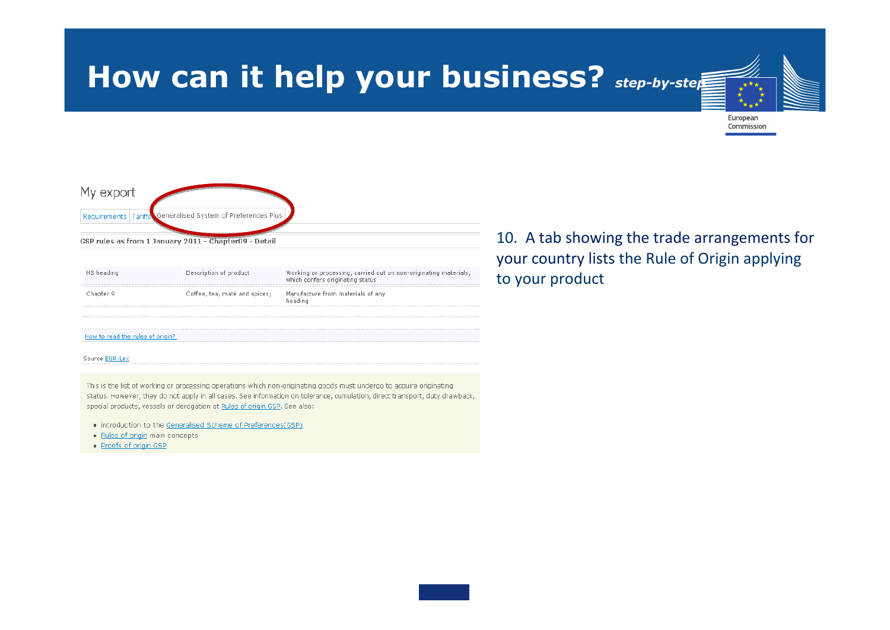# How can it help your business? *step-by-step*

European Commission

My export

Requirements | Tariffs | Generalised System of Preferences Plus

**GSP rules as from 1 January 2011 - Chapter09 - Detail**

| HS heading | Description of product | Working or processing, carried out on non-originating materials, which confers originating status |
|---|---|---|
| Chapter 9 | Coffee, tea, maté and spices; | Manufacture from materials of any heading |

How to read the rules of origin?

Source EUR-Lex

This is the list of working or processing operations which non-originating goods must undergo to acquire originating status. However, they do not apply in all cases. See information on tolerance, cumulation, direct transport, duty drawback, special products, vessels or derogation at Rules of origin GSP. See also:

- introduction to the Generalised Scheme of Preferences(GSP)
- Rules of origin main concepts
- Proofs of origin GSP

10. A tab showing the trade arrangements for your country lists the Rule of Origin applying to your product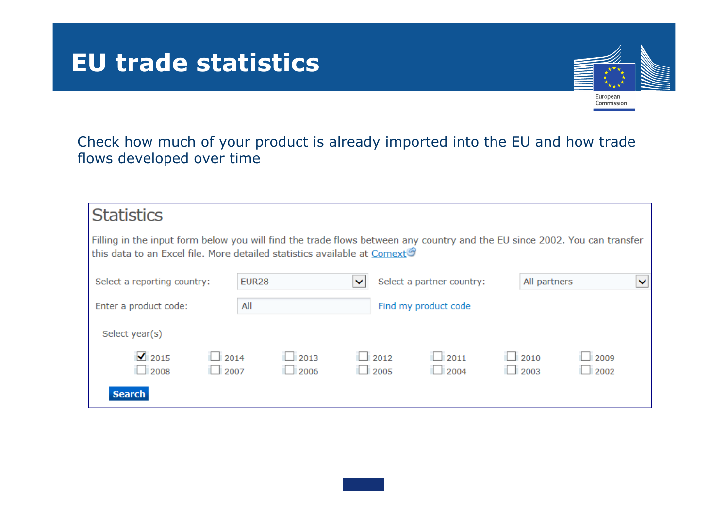# EU trade statistics

Check how much of your product is already imported into the EU and how trade flows developed over time

## Statistics

Filling in the input form below you will find the trade flows between any country and the EU since 2002. You can transfer this data to an Excel file. More detailed statistics available at Comext

Select a reporting country: EUR28

Select a partner country: All partners

Enter a product code: All

Find my product code

Select year(s)

- [x] 2015
- [ ] 2014
- [ ] 2013
- [ ] 2012
- [ ] 2011
- [ ] 2010
- [ ] 2009
- [ ] 2008
- [ ] 2007
- [ ] 2006
- [ ] 2005
- [ ] 2004
- [ ] 2003
- [ ] 2002

**Search**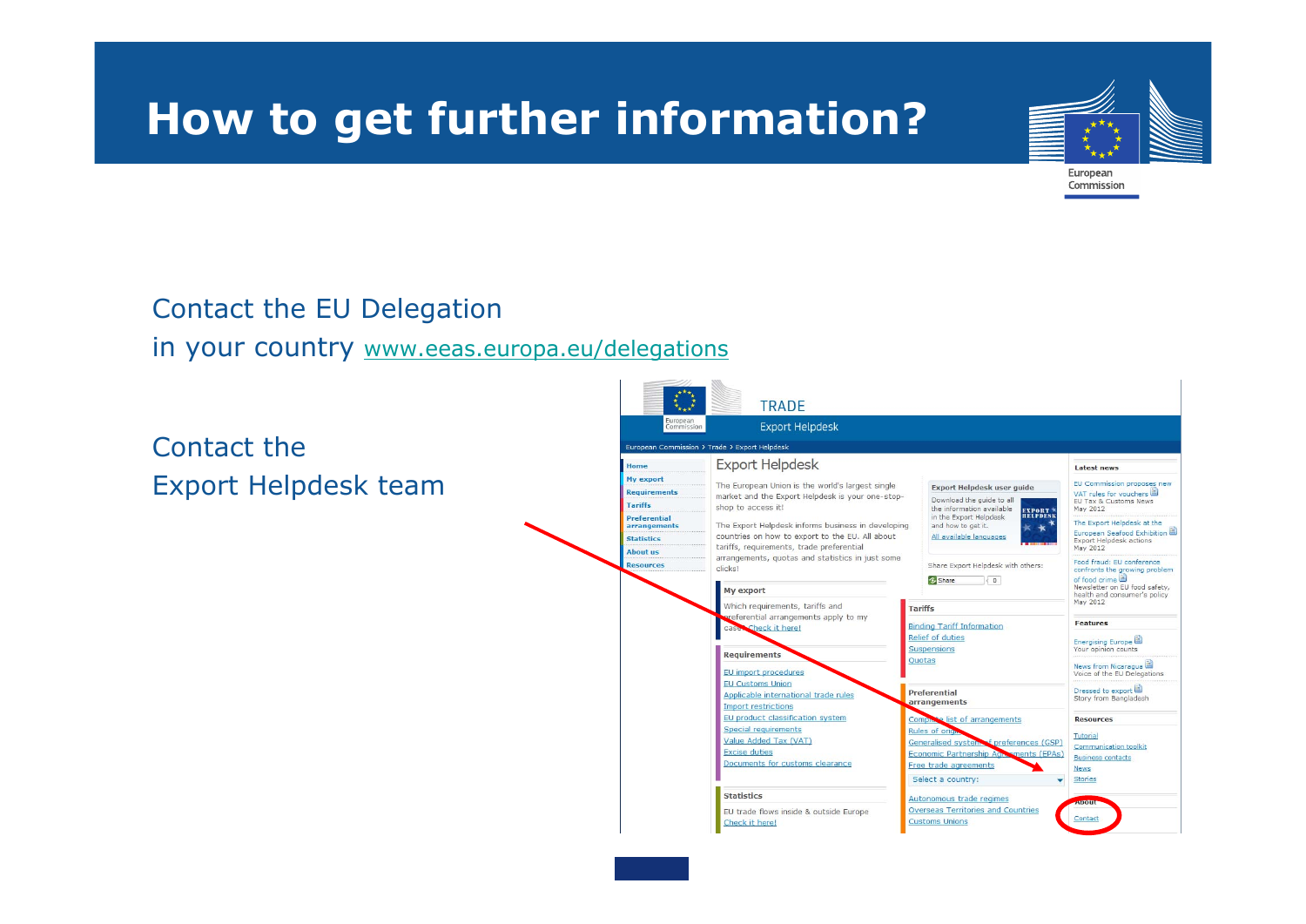# How to get further information?

Contact the EU Delegation
in your country www.eeas.europa.eu/delegations

Contact the
Export Helpdesk team